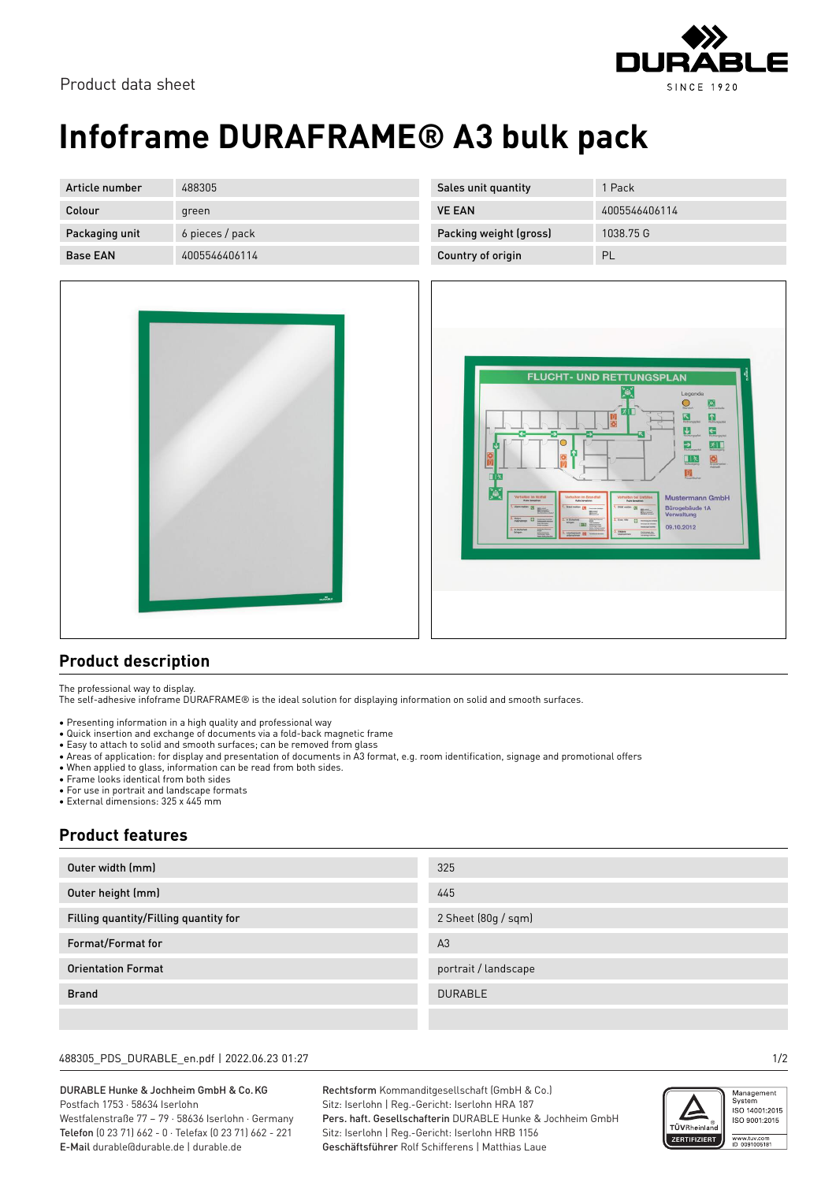Product data sheet

# Infoframe DURAFRAME® A3 bulk pack

| Article number | 488305 | Sales unit quantity | 1 Pack |
|---|---|---|---|
| Colour | green | VE EAN | 4005546406114 |
| Packaging unit | 6 pieces / pack | Packing weight (gross) | 1038.75 G |
| Base EAN | 4005546406114 | Country of origin | PL |

## Product description

The professional way to display.
The self-adhesive infoframe DURAFRAME® is the ideal solution for displaying information on solid and smooth surfaces.

- Presenting information in a high quality and professional way
- Quick insertion and exchange of documents via a fold-back magnetic frame
- Easy to attach to solid and smooth surfaces; can be removed from glass
- Areas of application: for display and presentation of documents in A3 format, e.g. room identification, signage and promotional offers
- When applied to glass, information can be read from both sides.
- Frame looks identical from both sides
- For use in portrait and landscape formats
- External dimensions: 325 x 445 mm

## Product features

| Feature | Value |
|---|---|
| Outer width (mm) | 325 |
| Outer height (mm) | 445 |
| Filling quantity/Filling quantity for | 2 Sheet (80g / sqm) |
| Format/Format for | A3 |
| Orientation Format | portrait / landscape |
| Brand | DURABLE |
| | |

488305_PDS_DURABLE_en.pdf | 2022.06.23 01:27

DURABLE Hunke & Jochheim GmbH & Co. KG
Postfach 1753 · 58634 Iserlohn
Westfalenstraße 77 – 79 · 58636 Iserlohn · Germany
**Telefon** (0 23 71) 662 - 0 · Telefax (0 23 71) 662 - 221
**E-Mail** durable@durable.de | durable.de

**Rechtsform** Kommanditgesellschaft (GmbH & Co.)
Sitz: Iserlohn | Reg.-Gericht: Iserlohn HRA 187
**Pers. haft. Gesellschafterin** DURABLE Hunke & Jochheim GmbH
Sitz: Iserlohn | Reg.-Gericht: Iserlohn HRB 1156
**Geschäftsführer** Rolf Schifferens | Matthias Laue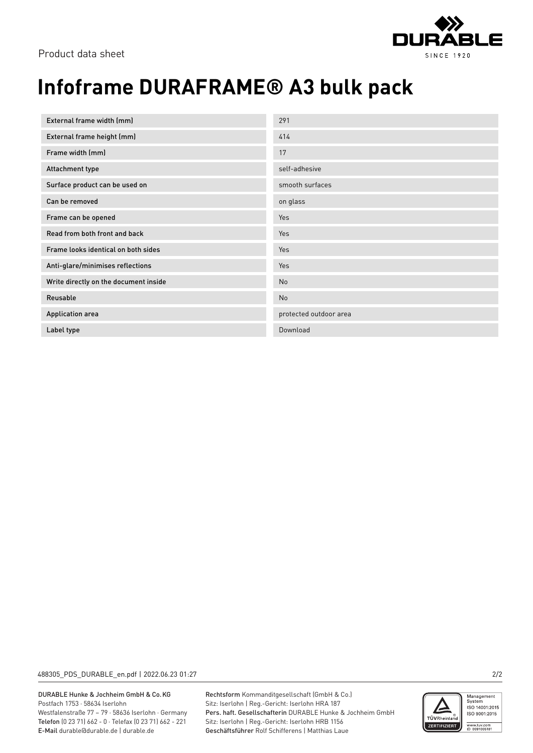Product data sheet

# Infoframe DURAFRAME® A3 bulk pack

| | |
|---|---|
| External frame width (mm) | 291 |
| External frame height (mm) | 414 |
| Frame width (mm) | 17 |
| Attachment type | self-adhesive |
| Surface product can be used on | smooth surfaces |
| Can be removed | on glass |
| Frame can be opened | Yes |
| Read from both front and back | Yes |
| Frame looks identical on both sides | Yes |
| Anti-glare/minimises reflections | Yes |
| Write directly on the document inside | No |
| Reusable | No |
| Application area | protected outdoor area |
| Label type | Download |

488305_PDS_DURABLE_en.pdf | 2022.06.23 01:27

**DURABLE Hunke & Jochheim GmbH & Co. KG**
Postfach 1753 · 58634 Iserlohn
Westfalenstraße 77 – 79 · 58636 Iserlohn · Germany
**Telefon** (0 23 71) 662 - 0 · Telefax (0 23 71) 662 - 221
**E-Mail** durable@durable.de | durable.de

**Rechtsform** Kommanditgesellschaft (GmbH & Co.)
Sitz: Iserlohn | Reg.-Gericht: Iserlohn HRA 187
**Pers. haft. Gesellschafterin** DURABLE Hunke & Jochheim GmbH
Sitz: Iserlohn | Reg.-Gericht: Iserlohn HRB 1156
**Geschäftsführer** Rolf Schifferens | Matthias Laue